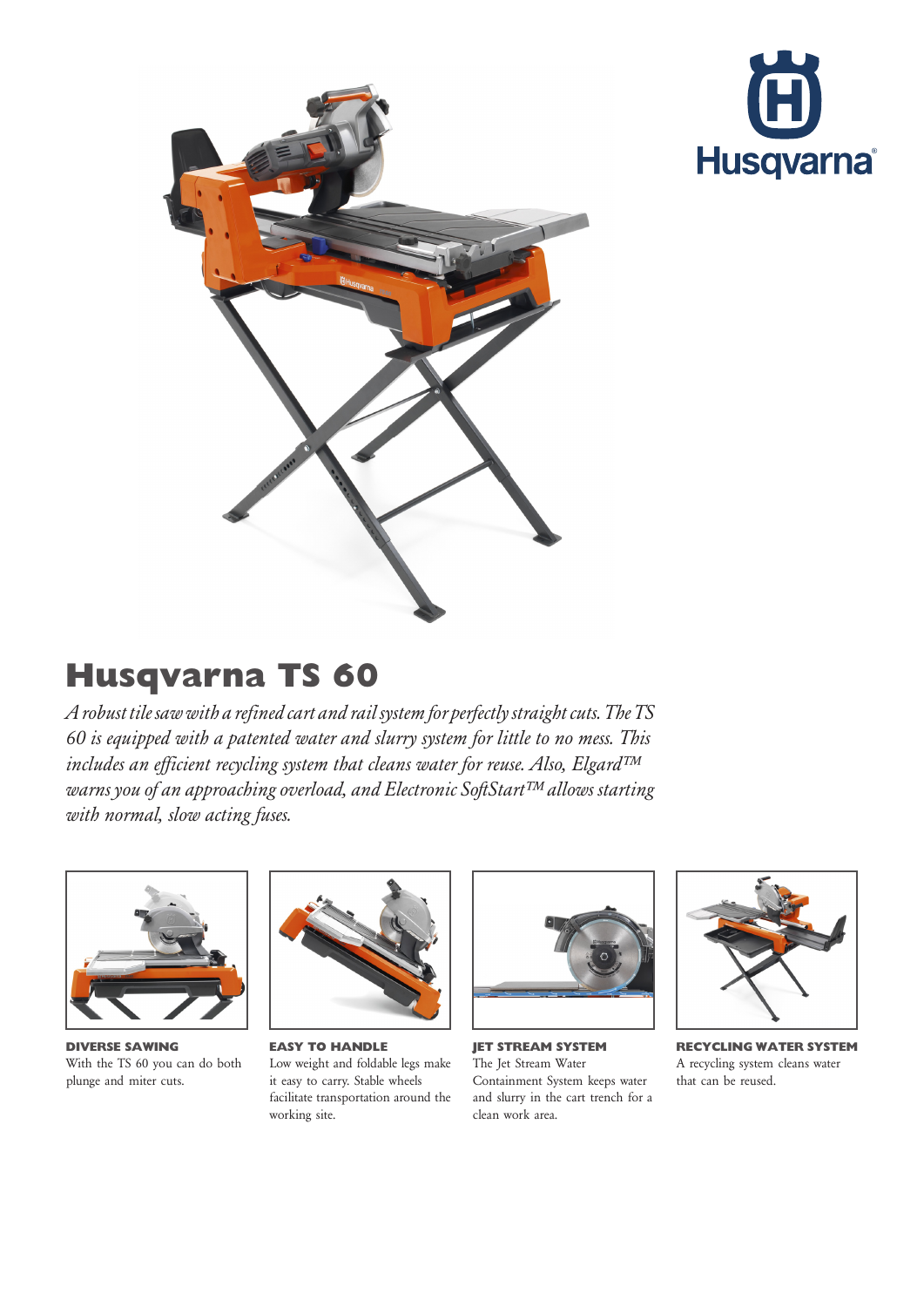# Husqvarna TS 60

*A robust tile saw with a refined cart and rail system for perfectly straight cuts. The TS 60 is equipped with a patented water and slurry system for little to no mess. This includes an efficient recycling system that cleans water for reuse. Also, Elgard™ warns you of an approaching overload, and Electronic SoftStart™ allows starting with normal, slow acting fuses.*

**DIVERSE SAWING**
With the TS 60 you can do both plunge and miter cuts.

**EASY TO HANDLE**
Low weight and foldable legs make it easy to carry. Stable wheels facilitate transportation around the working site.

**JET STREAM SYSTEM**
The Jet Stream Water Containment System keeps water and slurry in the cart trench for a clean work area.

**RECYCLING WATER SYSTEM**
A recycling system cleans water that can be reused.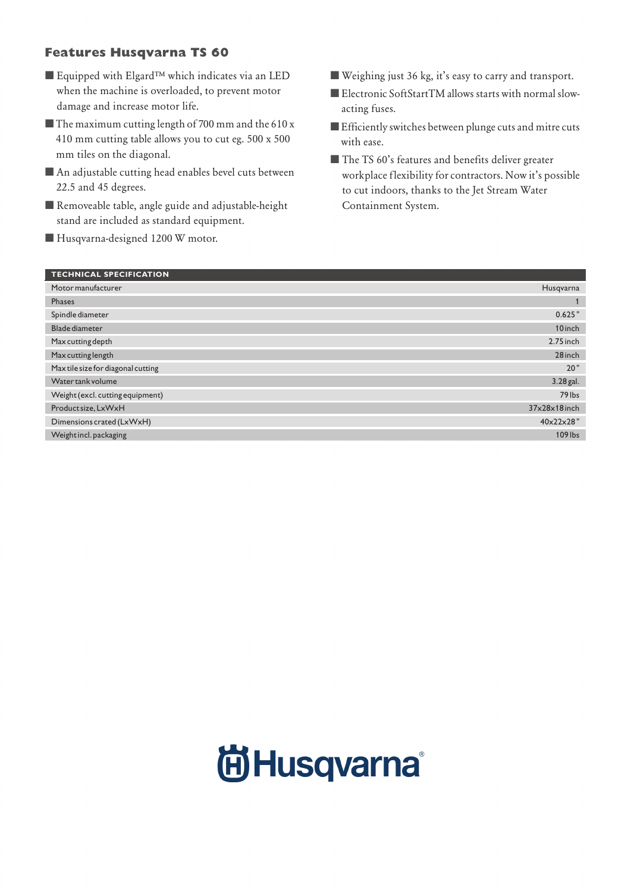## Features Husqvarna TS 60

- Equipped with Elgard™ which indicates via an LED when the machine is overloaded, to prevent motor damage and increase motor life.
- The maximum cutting length of 700 mm and the 610 x 410 mm cutting table allows you to cut eg. 500 x 500 mm tiles on the diagonal.
- An adjustable cutting head enables bevel cuts between 22.5 and 45 degrees.
- Removeable table, angle guide and adjustable-height stand are included as standard equipment.
- Husqvarna-designed 1200 W motor.
- Weighing just 36 kg, it's easy to carry and transport.
- Electronic SoftStartTM allows starts with normal slow-acting fuses.
- Efficiently switches between plunge cuts and mitre cuts with ease.
- The TS 60's features and benefits deliver greater workplace flexibility for contractors. Now it's possible to cut indoors, thanks to the Jet Stream Water Containment System.

| TECHNICAL SPECIFICATION | |
|---|---|
| Motor manufacturer | Husqvarna |
| Phases | 1 |
| Spindle diameter | 0.625 " |
| Blade diameter | 10 inch |
| Max cutting depth | 2.75 inch |
| Max cutting length | 28 inch |
| Max tile size for diagonal cutting | 20 " |
| Water tank volume | 3.28 gal. |
| Weight (excl. cutting equipment) | 79 lbs |
| Product size, LxWxH | 37x28x18 inch |
| Dimensions crated (LxWxH) | 40x22x28 " |
| Weight incl. packaging | 109 lbs |

Husqvarna®